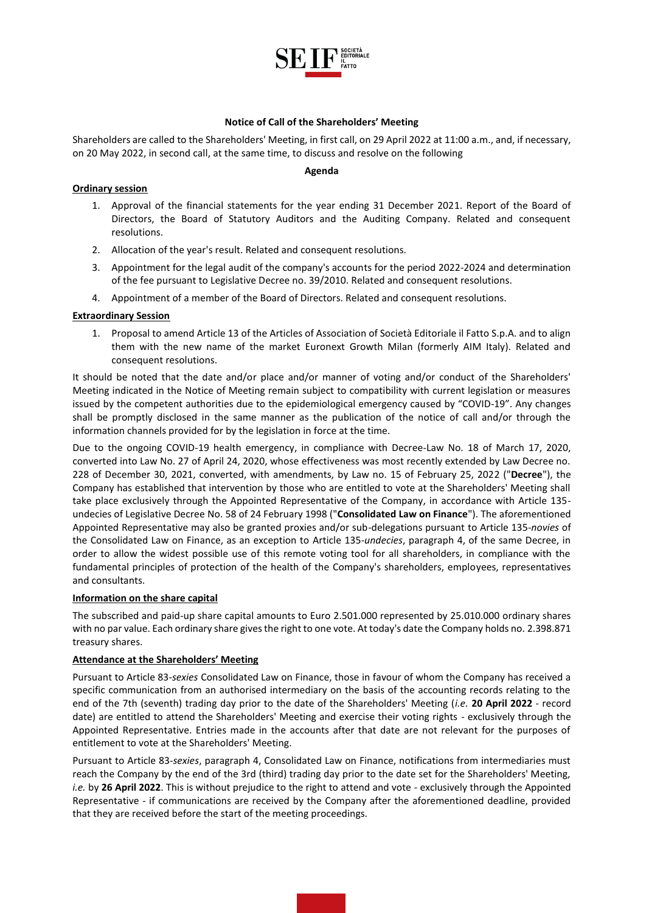## Notice of Call of the Shareholders' Meeting

Shareholders are called to the Shareholders' Meeting, in first call, on 29 April 2022 at 11:00 a.m., and, if necessary, on 20 May 2022, in second call, at the same time, to discuss and resolve on the following

**Agenda**

### Ordinary session

1. Approval of the financial statements for the year ending 31 December 2021. Report of the Board of Directors, the Board of Statutory Auditors and the Auditing Company. Related and consequent resolutions.
2. Allocation of the year's result. Related and consequent resolutions.
3. Appointment for the legal audit of the company's accounts for the period 2022-2024 and determination of the fee pursuant to Legislative Decree no. 39/2010. Related and consequent resolutions.
4. Appointment of a member of the Board of Directors. Related and consequent resolutions.

### Extraordinary Session

1. Proposal to amend Article 13 of the Articles of Association of Società Editoriale il Fatto S.p.A. and to align them with the new name of the market Euronext Growth Milan (formerly AIM Italy). Related and consequent resolutions.

It should be noted that the date and/or place and/or manner of voting and/or conduct of the Shareholders' Meeting indicated in the Notice of Meeting remain subject to compatibility with current legislation or measures issued by the competent authorities due to the epidemiological emergency caused by "COVID-19". Any changes shall be promptly disclosed in the same manner as the publication of the notice of call and/or through the information channels provided for by the legislation in force at the time.

Due to the ongoing COVID-19 health emergency, in compliance with Decree-Law No. 18 of March 17, 2020, converted into Law No. 27 of April 24, 2020, whose effectiveness was most recently extended by Law Decree no. 228 of December 30, 2021, converted, with amendments, by Law no. 15 of February 25, 2022 ("**Decree**"), the Company has established that intervention by those who are entitled to vote at the Shareholders' Meeting shall take place exclusively through the Appointed Representative of the Company, in accordance with Article 135-undecies of Legislative Decree No. 58 of 24 February 1998 ("**Consolidated Law on Finance**"). The aforementioned Appointed Representative may also be granted proxies and/or sub-delegations pursuant to Article 135-*novies* of the Consolidated Law on Finance, as an exception to Article 135-*undecies*, paragraph 4, of the same Decree, in order to allow the widest possible use of this remote voting tool for all shareholders, in compliance with the fundamental principles of protection of the health of the Company's shareholders, employees, representatives and consultants.

### Information on the share capital

The subscribed and paid-up share capital amounts to Euro 2.501.000 represented by 25.010.000 ordinary shares with no par value. Each ordinary share gives the right to one vote. At today's date the Company holds no. 2.398.871 treasury shares.

### Attendance at the Shareholders' Meeting

Pursuant to Article 83-*sexies* Consolidated Law on Finance, those in favour of whom the Company has received a specific communication from an authorised intermediary on the basis of the accounting records relating to the end of the 7th (seventh) trading day prior to the date of the Shareholders' Meeting (*i.e.* **20 April 2022** - record date) are entitled to attend the Shareholders' Meeting and exercise their voting rights - exclusively through the Appointed Representative. Entries made in the accounts after that date are not relevant for the purposes of entitlement to vote at the Shareholders' Meeting.

Pursuant to Article 83-*sexies*, paragraph 4, Consolidated Law on Finance, notifications from intermediaries must reach the Company by the end of the 3rd (third) trading day prior to the date set for the Shareholders' Meeting, *i.e.* by **26 April 2022**. This is without prejudice to the right to attend and vote - exclusively through the Appointed Representative - if communications are received by the Company after the aforementioned deadline, provided that they are received before the start of the meeting proceedings.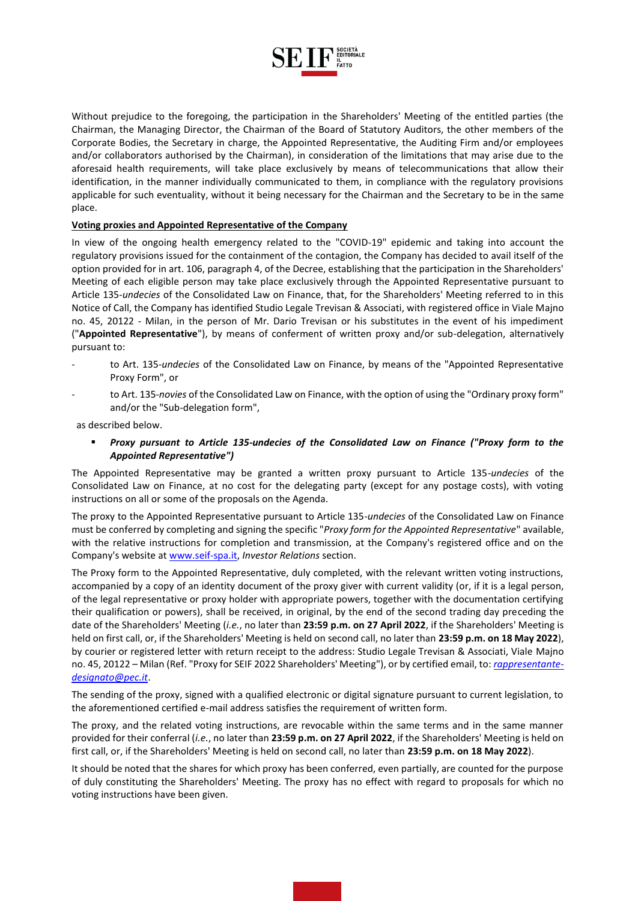Without prejudice to the foregoing, the participation in the Shareholders' Meeting of the entitled parties (the Chairman, the Managing Director, the Chairman of the Board of Statutory Auditors, the other members of the Corporate Bodies, the Secretary in charge, the Appointed Representative, the Auditing Firm and/or employees and/or collaborators authorised by the Chairman), in consideration of the limitations that may arise due to the aforesaid health requirements, will take place exclusively by means of telecommunications that allow their identification, in the manner individually communicated to them, in compliance with the regulatory provisions applicable for such eventuality, without it being necessary for the Chairman and the Secretary to be in the same place.

**Voting proxies and Appointed Representative of the Company**

In view of the ongoing health emergency related to the "COVID-19" epidemic and taking into account the regulatory provisions issued for the containment of the contagion, the Company has decided to avail itself of the option provided for in art. 106, paragraph 4, of the Decree, establishing that the participation in the Shareholders' Meeting of each eligible person may take place exclusively through the Appointed Representative pursuant to Article 135-*undecies* of the Consolidated Law on Finance, that, for the Shareholders' Meeting referred to in this Notice of Call, the Company has identified Studio Legale Trevisan & Associati, with registered office in Viale Majno no. 45, 20122 - Milan, in the person of Mr. Dario Trevisan or his substitutes in the event of his impediment ("**Appointed Representative**"), by means of conferment of written proxy and/or sub-delegation, alternatively pursuant to:

- to Art. 135-*undecies* of the Consolidated Law on Finance, by means of the "Appointed Representative Proxy Form", or
- to Art. 135-*novies* of the Consolidated Law on Finance, with the option of using the "Ordinary proxy form" and/or the "Sub-delegation form",

as described below.

- ***Proxy pursuant to Article 135-undecies of the Consolidated Law on Finance ("Proxy form to the Appointed Representative")***

The Appointed Representative may be granted a written proxy pursuant to Article 135-*undecies* of the Consolidated Law on Finance, at no cost for the delegating party (except for any postage costs), with voting instructions on all or some of the proposals on the Agenda.

The proxy to the Appointed Representative pursuant to Article 135-*undecies* of the Consolidated Law on Finance must be conferred by completing and signing the specific "*Proxy form for the Appointed Representative*" available, with the relative instructions for completion and transmission, at the Company's registered office and on the Company's website at www.seif-spa.it, *Investor Relations* section.

The Proxy form to the Appointed Representative, duly completed, with the relevant written voting instructions, accompanied by a copy of an identity document of the proxy giver with current validity (or, if it is a legal person, of the legal representative or proxy holder with appropriate powers, together with the documentation certifying their qualification or powers), shall be received, in original, by the end of the second trading day preceding the date of the Shareholders' Meeting (*i.e.*, no later than **23:59 p.m. on 27 April 2022**, if the Shareholders' Meeting is held on first call, or, if the Shareholders' Meeting is held on second call, no later than **23:59 p.m. on 18 May 2022**), by courier or registered letter with return receipt to the address: Studio Legale Trevisan & Associati, Viale Majno no. 45, 20122 – Milan (Ref. "Proxy for SEIF 2022 Shareholders' Meeting"), or by certified email, to: *rappresentante-designato@pec.it*.

The sending of the proxy, signed with a qualified electronic or digital signature pursuant to current legislation, to the aforementioned certified e-mail address satisfies the requirement of written form.

The proxy, and the related voting instructions, are revocable within the same terms and in the same manner provided for their conferral (*i.e.*, no later than **23:59 p.m. on 27 April 2022**, if the Shareholders' Meeting is held on first call, or, if the Shareholders' Meeting is held on second call, no later than **23:59 p.m. on 18 May 2022**).

It should be noted that the shares for which proxy has been conferred, even partially, are counted for the purpose of duly constituting the Shareholders' Meeting. The proxy has no effect with regard to proposals for which no voting instructions have been given.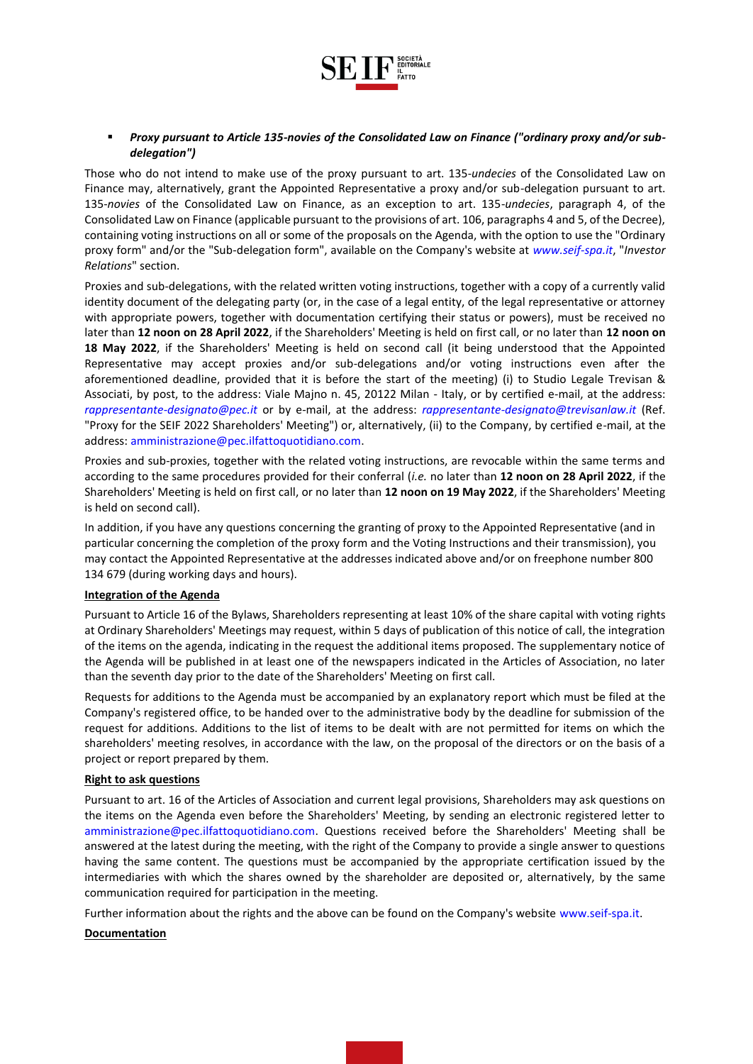- ***Proxy pursuant to Article 135-novies of the Consolidated Law on Finance ("ordinary proxy and/or sub-delegation")***

Those who do not intend to make use of the proxy pursuant to art. 135-*undecies* of the Consolidated Law on Finance may, alternatively, grant the Appointed Representative a proxy and/or sub-delegation pursuant to art. 135-*novies* of the Consolidated Law on Finance, as an exception to art. 135-*undecies*, paragraph 4, of the Consolidated Law on Finance (applicable pursuant to the provisions of art. 106, paragraphs 4 and 5, of the Decree), containing voting instructions on all or some of the proposals on the Agenda, with the option to use the "Ordinary proxy form" and/or the "Sub-delegation form", available on the Company's website at *www.seif-spa.it*, "*Investor Relations*" section.

Proxies and sub-delegations, with the related written voting instructions, together with a copy of a currently valid identity document of the delegating party (or, in the case of a legal entity, of the legal representative or attorney with appropriate powers, together with documentation certifying their status or powers), must be received no later than **12 noon on 28 April 2022**, if the Shareholders' Meeting is held on first call, or no later than **12 noon on 18 May 2022**, if the Shareholders' Meeting is held on second call (it being understood that the Appointed Representative may accept proxies and/or sub-delegations and/or voting instructions even after the aforementioned deadline, provided that it is before the start of the meeting) (i) to Studio Legale Trevisan & Associati, by post, to the address: Viale Majno n. 45, 20122 Milan - Italy, or by certified e-mail, at the address: *rappresentante-designato@pec.it* or by e-mail, at the address: *rappresentante-designato@trevisanlaw.it* (Ref. "Proxy for the SEIF 2022 Shareholders' Meeting") or, alternatively, (ii) to the Company, by certified e-mail, at the address: amministrazione@pec.ilfattoquotidiano.com.

Proxies and sub-proxies, together with the related voting instructions, are revocable within the same terms and according to the same procedures provided for their conferral (*i.e.* no later than **12 noon on 28 April 2022**, if the Shareholders' Meeting is held on first call, or no later than **12 noon on 19 May 2022**, if the Shareholders' Meeting is held on second call).

In addition, if you have any questions concerning the granting of proxy to the Appointed Representative (and in particular concerning the completion of the proxy form and the Voting Instructions and their transmission), you may contact the Appointed Representative at the addresses indicated above and/or on freephone number 800 134 679 (during working days and hours).

**Integration of the Agenda**

Pursuant to Article 16 of the Bylaws, Shareholders representing at least 10% of the share capital with voting rights at Ordinary Shareholders' Meetings may request, within 5 days of publication of this notice of call, the integration of the items on the agenda, indicating in the request the additional items proposed. The supplementary notice of the Agenda will be published in at least one of the newspapers indicated in the Articles of Association, no later than the seventh day prior to the date of the Shareholders' Meeting on first call.

Requests for additions to the Agenda must be accompanied by an explanatory report which must be filed at the Company's registered office, to be handed over to the administrative body by the deadline for submission of the request for additions. Additions to the list of items to be dealt with are not permitted for items on which the shareholders' meeting resolves, in accordance with the law, on the proposal of the directors or on the basis of a project or report prepared by them.

**Right to ask questions**

Pursuant to art. 16 of the Articles of Association and current legal provisions, Shareholders may ask questions on the items on the Agenda even before the Shareholders' Meeting, by sending an electronic registered letter to amministrazione@pec.ilfattoquotidiano.com. Questions received before the Shareholders' Meeting shall be answered at the latest during the meeting, with the right of the Company to provide a single answer to questions having the same content. The questions must be accompanied by the appropriate certification issued by the intermediaries with which the shares owned by the shareholder are deposited or, alternatively, by the same communication required for participation in the meeting.

Further information about the rights and the above can be found on the Company's website www.seif-spa.it.

**Documentation**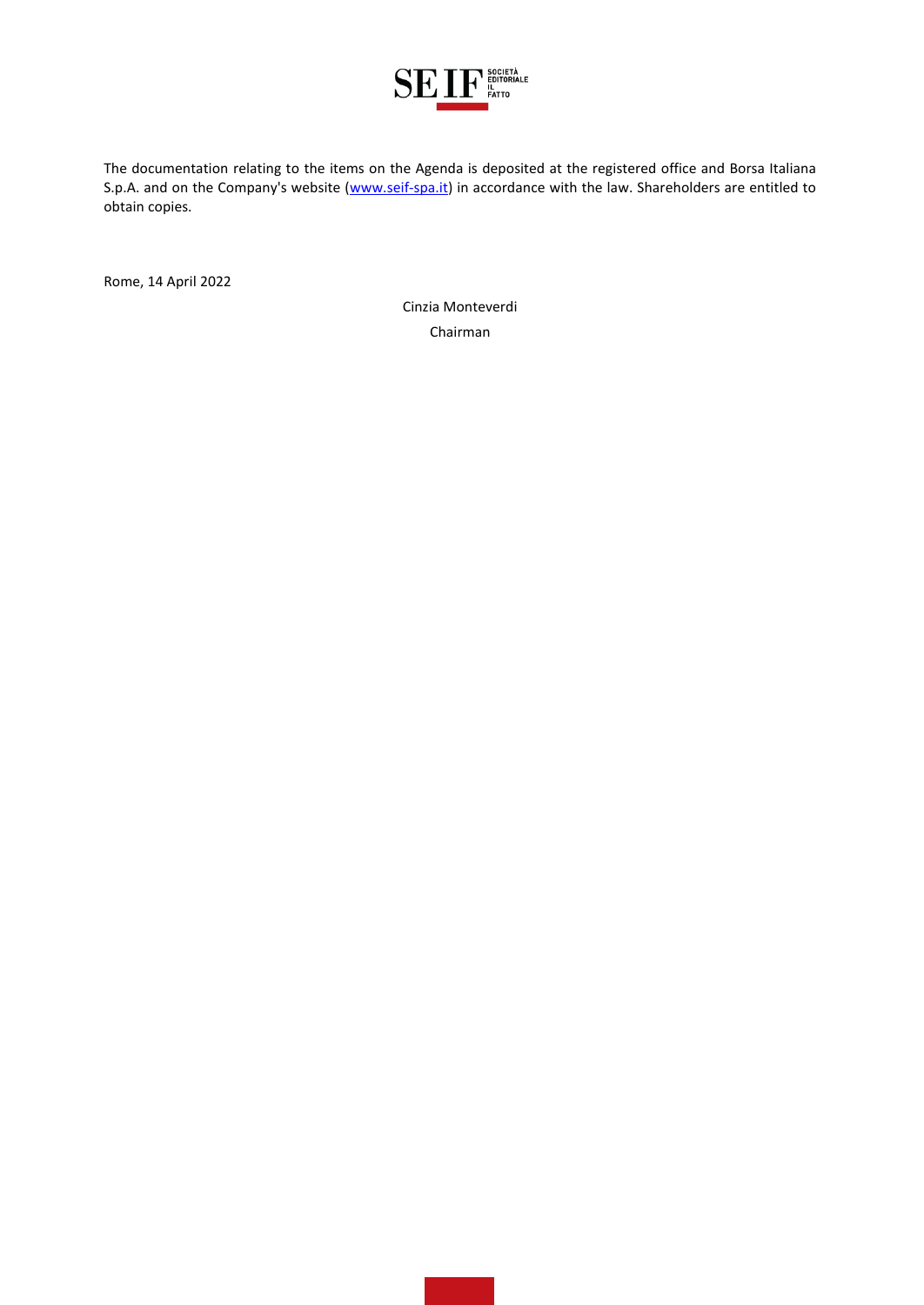The documentation relating to the items on the Agenda is deposited at the registered office and Borsa Italiana S.p.A. and on the Company's website (www.seif-spa.it) in accordance with the law. Shareholders are entitled to obtain copies.

Rome, 14 April 2022

Cinzia Monteverdi

Chairman